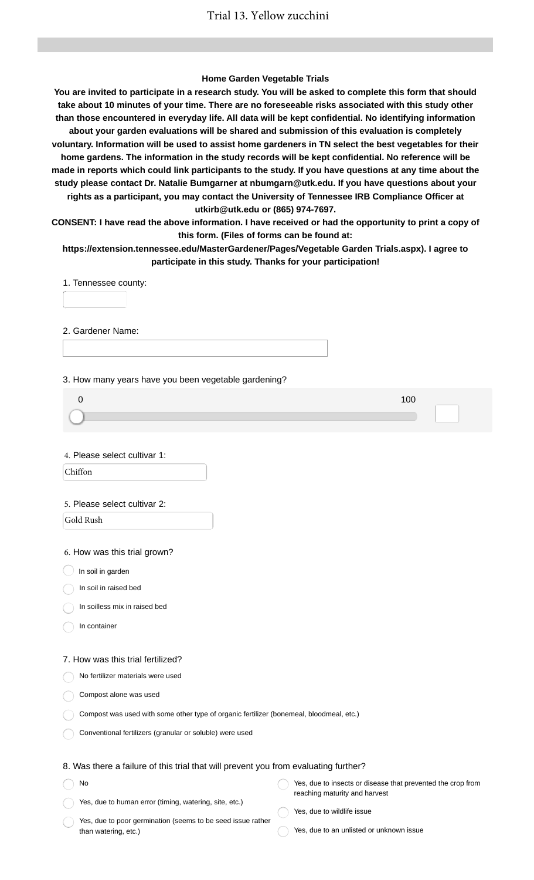# Trial 13. Yellow zucchini

**Home Garden Vegetable Trials**

**You are invited to participate in a research study. You will be asked to complete this form that should take about 10 minutes of your time. There are no foreseeable risks associated with this study other than those encountered in everyday life. All data will be kept confidential. No identifying information about your garden evaluations will be shared and submission of this evaluation is completely voluntary. Information will be used to assist home gardeners in TN select the best vegetables for their home gardens. The information in the study records will be kept confidential. No reference will be made in reports which could link participants to the study. If you have questions at any time about the study please contact Dr. Natalie Bumgarner at nbumgarn@utk.edu. If you have questions about your rights as a participant, you may contact the University of Tennessee IRB Compliance Officer at utkirb@utk.edu or (865) 974-7697.**

**CONSENT: I have read the above information. I have received or had the opportunity to print a copy of this form. (Files of forms can be found at: https://extension.tennessee.edu/MasterGardener/Pages/Vegetable Garden Trials.aspx). I agree to participate in this study. Thanks for your participation!**

1. Tennessee county:

2. Gardener Name:

3. How many years have you been vegetable gardening?

0 — 100

4. Please select cultivar 1:

Chiffon

5. Please select cultivar 2:

Gold Rush

6. How was this trial grown?

- In soil in garden
- In soil in raised bed
- In soilless mix in raised bed
- In container

7. How was this trial fertilized?

- No fertilizer materials were used
- Compost alone was used
- Compost was used with some other type of organic fertilizer (bonemeal, bloodmeal, etc.)
- Conventional fertilizers (granular or soluble) were used

8. Was there a failure of this trial that will prevent you from evaluating further?

- No
- Yes, due to human error (timing, watering, site, etc.)
- Yes, due to poor germination (seems to be seed issue rather than watering, etc.)
- Yes, due to insects or disease that prevented the crop from reaching maturity and harvest
- Yes, due to wildlife issue
- Yes, due to an unlisted or unknown issue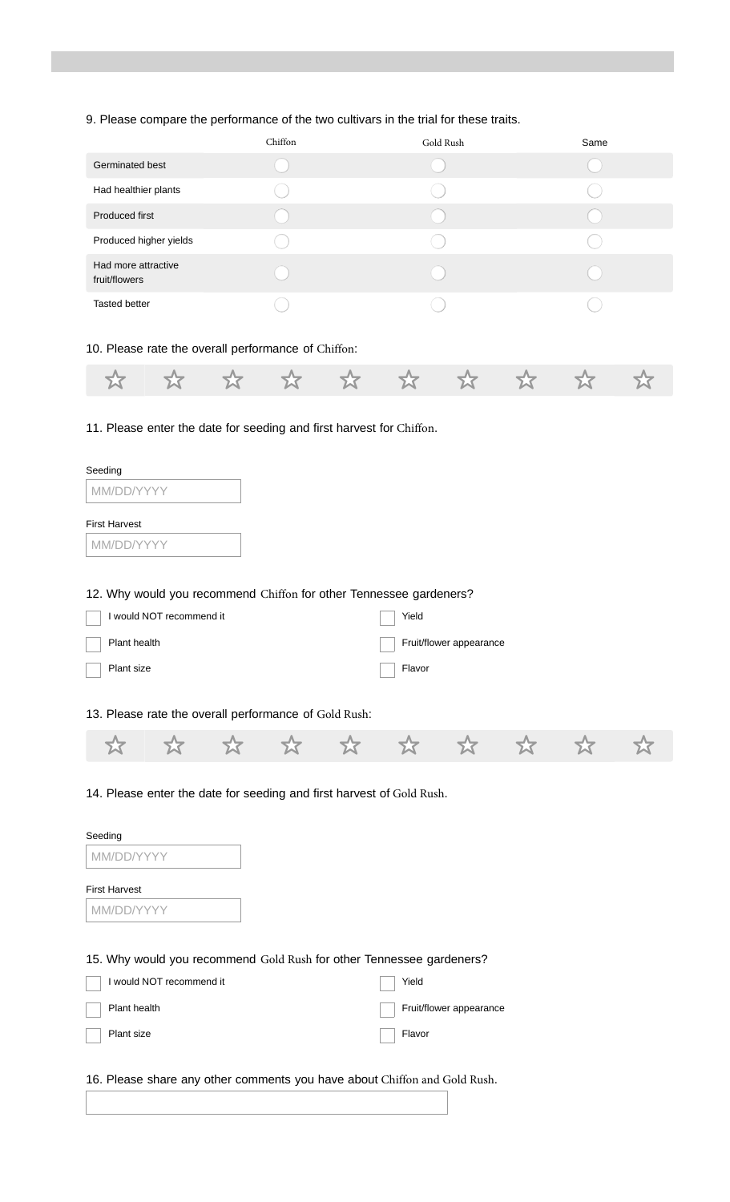9. Please compare the performance of the two cultivars in the trial for these traits.

| | Chiffon | Gold Rush | Same |
|---|---|---|---|
| Germinated best | ◯ | ◯ | ◯ |
| Had healthier plants | ◯ | ◯ | ◯ |
| Produced first | ◯ | ◯ | ◯ |
| Produced higher yields | ◯ | ◯ | ◯ |
| Had more attractive fruit/flowers | ◯ | ◯ | ◯ |
| Tasted better | ◯ | ◯ | ◯ |

10. Please rate the overall performance of Chiffon:

☆ ☆ ☆ ☆ ☆ ☆ ☆ ☆ ☆ ☆

11. Please enter the date for seeding and first harvest for Chiffon.

Seeding

MM/DD/YYYY

First Harvest

MM/DD/YYYY

12. Why would you recommend Chiffon for other Tennessee gardeners?

- ☐ I would NOT recommend it
- ☐ Yield
- ☐ Plant health
- ☐ Fruit/flower appearance
- ☐ Plant size
- ☐ Flavor

13. Please rate the overall performance of Gold Rush:

☆ ☆ ☆ ☆ ☆ ☆ ☆ ☆ ☆ ☆

14. Please enter the date for seeding and first harvest of Gold Rush.

Seeding

MM/DD/YYYY

First Harvest

MM/DD/YYYY

15. Why would you recommend Gold Rush for other Tennessee gardeners?

- ☐ I would NOT recommend it
- ☐ Yield
- ☐ Plant health
- ☐ Fruit/flower appearance
- ☐ Plant size
- ☐ Flavor

16. Please share any other comments you have about Chiffon and Gold Rush.